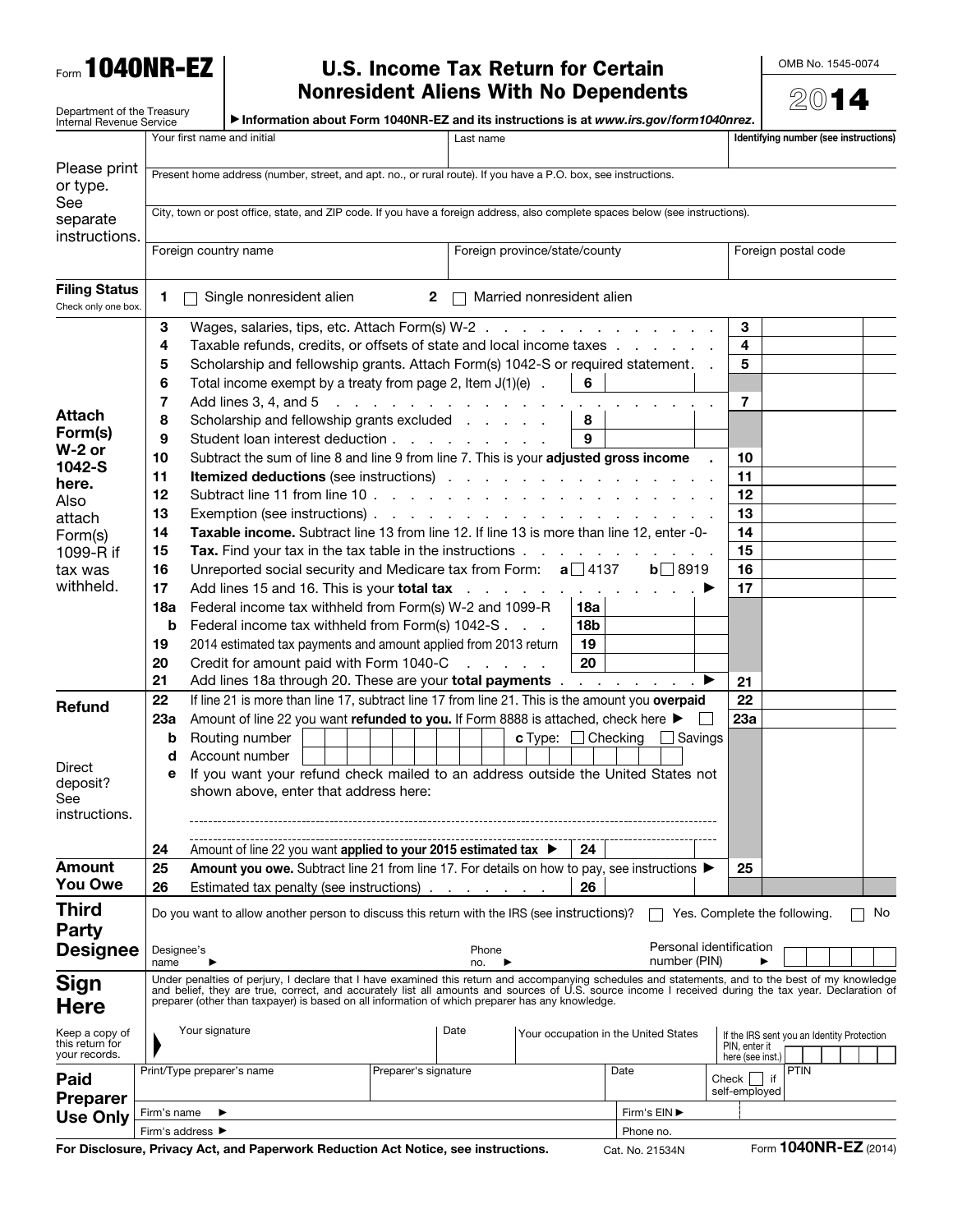Form **1040NR-EZ**

Department of the Treasury
Internal Revenue Service

# U.S. Income Tax Return for Certain Nonresident Aliens With No Dependents

▶ Information about Form 1040NR-EZ and its instructions is at *www.irs.gov/form1040nrez*.

OMB No. 1545-0074

**2014**

**Please print or type. See separate instructions.**

| Your first name and initial | Last name | Identifying number (see instructions) |
|---|---|---|
| | | |
| Present home address (number, street, and apt. no., or rural route). If you have a P.O. box, see instructions. | | |
| City, town or post office, state, and ZIP code. If you have a foreign address, also complete spaces below (see instructions). | | |
| Foreign country name | Foreign province/state/county | Foreign postal code |

**Filing Status** (Check only one box.)

1 ☐ Single nonresident alien  2 ☐ Married nonresident alien

**Attach Form(s) W-2 or 1042-S here.** Also attach Form(s) 1099-R if tax was withheld.

| Line | Description | | | Line | Amount |
|---|---|---|---|---|---|
| 3 | Wages, salaries, tips, etc. Attach Form(s) W-2 | | | 3 | |
| 4 | Taxable refunds, credits, or offsets of state and local income taxes | | | 4 | |
| 5 | Scholarship and fellowship grants. Attach Form(s) 1042-S or required statement | | | 5 | |
| 6 | Total income exempt by a treaty from page 2, Item J(1)(e) | 6 | | | |
| 7 | Add lines 3, 4, and 5 | | | 7 | |
| 8 | Scholarship and fellowship grants excluded | 8 | | | |
| 9 | Student loan interest deduction | 9 | | | |
| 10 | Subtract the sum of line 8 and line 9 from line 7. This is your **adjusted gross income** | | | 10 | |
| 11 | **Itemized deductions** (see instructions) | | | 11 | |
| 12 | Subtract line 11 from line 10 | | | 12 | |
| 13 | Exemption (see instructions) | | | 13 | |
| 14 | **Taxable income.** Subtract line 13 from line 12. If line 13 is more than line 12, enter -0- | | | 14 | |
| 15 | **Tax.** Find your tax in the tax table in the instructions | | | 15 | |
| 16 | Unreported social security and Medicare tax from Form: **a** ☐ 4137 **b** ☐ 8919 | | | 16 | |
| 17 | Add lines 15 and 16. This is your **total tax** ▶ | | | 17 | |
| 18a | Federal income tax withheld from Form(s) W-2 and 1099-R | 18a | | | |
| b | Federal income tax withheld from Form(s) 1042-S | 18b | | | |
| 19 | 2014 estimated tax payments and amount applied from 2013 return | 19 | | | |
| 20 | Credit for amount paid with Form 1040-C | 20 | | | |
| 21 | Add lines 18a through 20. These are your **total payments** ▶ | | | 21 | |

**Refund**

| Line | Description | | | Line | Amount |
|---|---|---|---|---|---|
| 22 | If line 21 is more than line 17, subtract line 17 from line 21. This is the amount you **overpaid** | | | 22 | |
| 23a | Amount of line 22 you want **refunded to you.** If Form 8888 is attached, check here ▶ ☐ | | | 23a | |
| b | Routing number | **c** Type: ☐ Checking ☐ Savings | | | |
| d | Account number | | | | |
| e | If you want your refund check mailed to an address outside the United States not shown above, enter that address here: | | | | |
| 24 | Amount of line 22 you want **applied to your 2015 estimated tax** ▶ | 24 | | | |

Direct deposit? See instructions.

**Amount You Owe**

| Line | Description | | | Line | Amount |
|---|---|---|---|---|---|
| 25 | **Amount you owe.** Subtract line 21 from line 17. For details on how to pay, see instructions ▶ | | | 25 | |
| 26 | Estimated tax penalty (see instructions) | 26 | | | |

**Third Party Designee**

Do you want to allow another person to discuss this return with the IRS (see instructions)? ☐ Yes. Complete the following. ☐ No

Designee's name ▶  Phone no. ▶  Personal identification number (PIN) ▶

**Sign Here**

Under penalties of perjury, I declare that I have examined this return and accompanying schedules and statements, and to the best of my knowledge and belief, they are true, correct, and accurately list all amounts and sources of U.S. source income I received during the tax year. Declaration of preparer (other than taxpayer) is based on all information of which preparer has any knowledge.

Keep a copy of this return for your records.

| Your signature | Date | Your occupation in the United States | If the IRS sent you an Identity Protection PIN, enter it here (see inst.) |
|---|---|---|---|
| | | | |

**Paid Preparer Use Only**

| Print/Type preparer's name | Preparer's signature | Date | Check ☐ if self-employed | PTIN |
|---|---|---|---|---|
| Firm's name ▶ | | Firm's EIN ▶ | | |
| Firm's address ▶ | | Phone no. | | |

**For Disclosure, Privacy Act, and Paperwork Reduction Act Notice, see instructions.** Cat. No. 21534N Form **1040NR-EZ** (2014)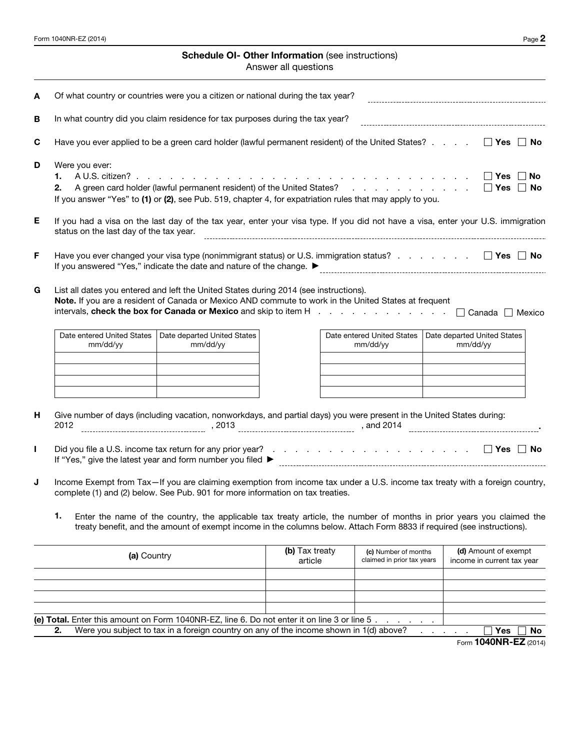## Schedule OI- Other Information (see instructions)

Answer all questions

**A** Of what country or countries were you a citizen or national during the tax year? ____________

**B** In what country did you claim residence for tax purposes during the tax year? ____________

**C** Have you ever applied to be a green card holder (lawful permanent resident) of the United States? . . . . ☐ **Yes** ☐ **No**

**D** Were you ever:

**1.** A U.S. citizen? . . . . . . . . . . . . . . . . . . . . . . . . . . . . . . . ☐ **Yes** ☐ **No**

**2.** A green card holder (lawful permanent resident) of the United States? . . . . . . . . . . . . ☐ **Yes** ☐ **No**

If you answer "Yes" to **(1)** or **(2)**, see Pub. 519, chapter 4, for expatriation rules that may apply to you.

**E** If you had a visa on the last day of the tax year, enter your visa type. If you did not have a visa, enter your U.S. immigration status on the last day of the tax year. ____________

**F** Have you ever changed your visa type (nonimmigrant status) or U.S. immigration status? . . . . . . . . ☐ **Yes** ☐ **No**

If you answered "Yes," indicate the date and nature of the change. ► ____________

**G** List all dates you entered and left the United States during 2014 (see instructions).

**Note.** If you are a resident of Canada or Mexico AND commute to work in the United States at frequent intervals, **check the box for Canada or Mexico** and skip to item H . . . . . . . . . . . . . ☐ Canada ☐ Mexico

| Date entered United States mm/dd/yy | Date departed United States mm/dd/yy |
|---|---|
| | |
| | |
| | |
| | |

| Date entered United States mm/dd/yy | Date departed United States mm/dd/yy |
|---|---|
| | |
| | |
| | |
| | |

**H** Give number of days (including vacation, nonworkdays, and partial days) you were present in the United States during: 2012 ____________ , 2013 ____________ , and 2014 ____________ .

**I** Did you file a U.S. income tax return for any prior year? . . . . . . . . . . . . . . . . . . . ☐ **Yes** ☐ **No**

If "Yes," give the latest year and form number you filed ► ____________

**J** Income Exempt from Tax—If you are claiming exemption from income tax under a U.S. income tax treaty with a foreign country, complete (1) and (2) below. See Pub. 901 for more information on tax treaties.

**1.** Enter the name of the country, the applicable tax treaty article, the number of months in prior years you claimed the treaty benefit, and the amount of exempt income in the columns below. Attach Form 8833 if required (see instructions).

| **(a)** Country | **(b)** Tax treaty article | **(c)** Number of months claimed in prior tax years | **(d)** Amount of exempt income in current tax year |
|---|---|---|---|
| | | | |
| | | | |
| | | | |
| | | | |
| **(e) Total.** Enter this amount on Form 1040NR-EZ, line 6. Do not enter it on line 3 or line 5 . . . . . . | | | |

**2.** Were you subject to tax in a foreign country on any of the income shown in 1(d) above? . . . . . ☐ **Yes** ☐ **No**